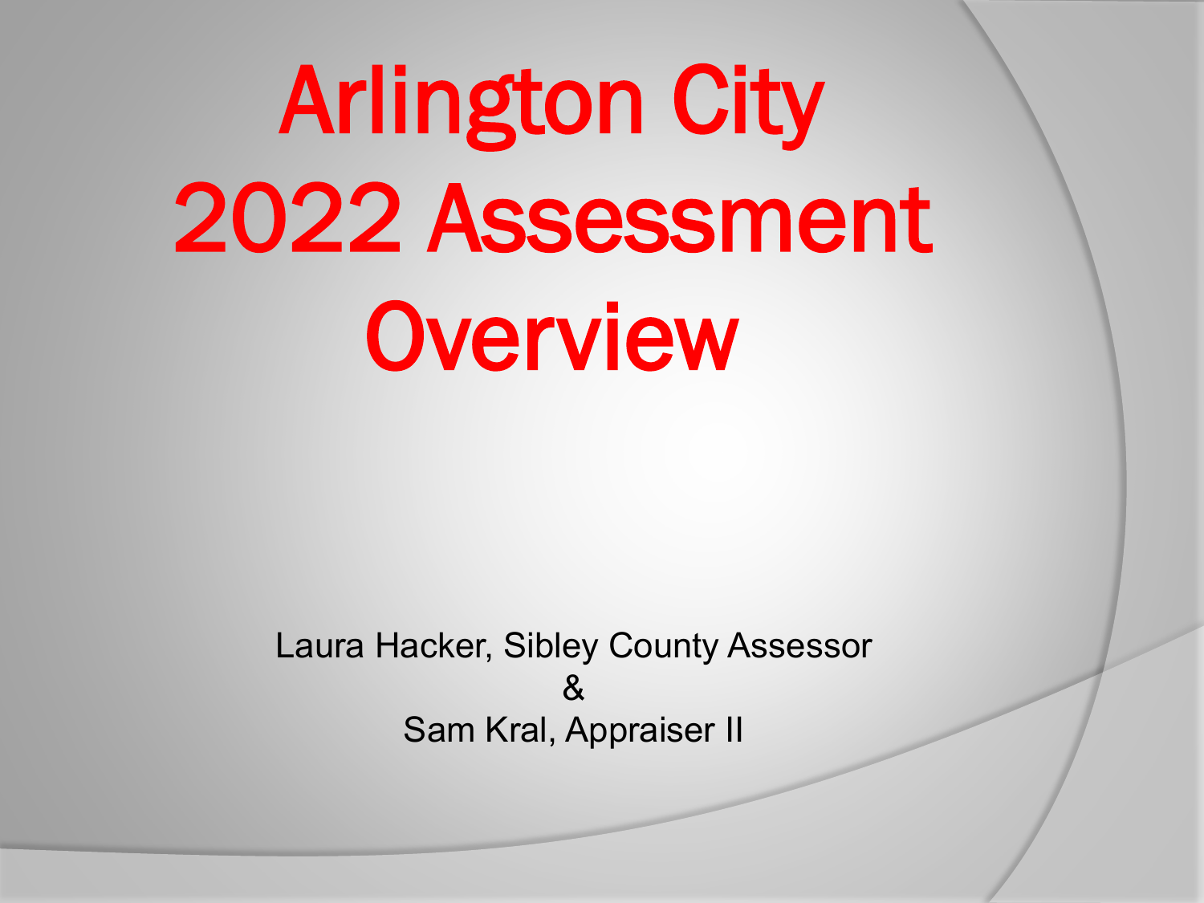# Arlington City 2022 Assessment Overview

Laura Hacker, Sibley County Assessor

&

Sam Kral, Appraiser II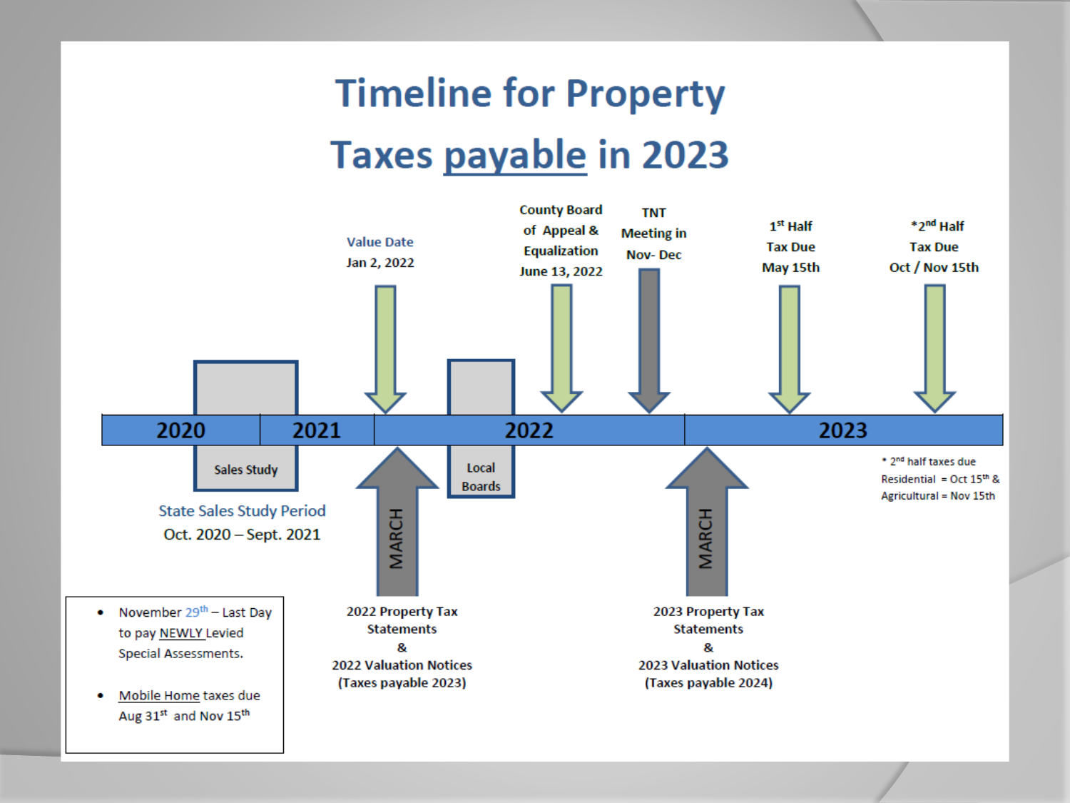# Timeline for Property Taxes payable in 2023

**2020 | 2021 | 2022 | 2023**

- **Sales Study** — State Sales Study Period: Oct. 2020 – Sept. 2021
- **Value Date** — Jan 2, 2022
- **MARCH** — 2022 Property Tax Statements & 2022 Valuation Notices (Taxes payable 2023)
- **Local Boards**
- **County Board of Appeal & Equalization** — June 13, 2022
- **TNT Meeting in Nov- Dec**
- **MARCH** — 2023 Property Tax Statements & 2023 Valuation Notices (Taxes payable 2024)
- **1st Half Tax Due** — May 15th
- ***2nd Half Tax Due** — Oct / Nov 15th

* 2nd half taxes due Residential = Oct 15th & Agricultural = Nov 15th

- November 29th – Last Day to pay NEWLY Levied Special Assessments.
- Mobile Home taxes due Aug 31st and Nov 15th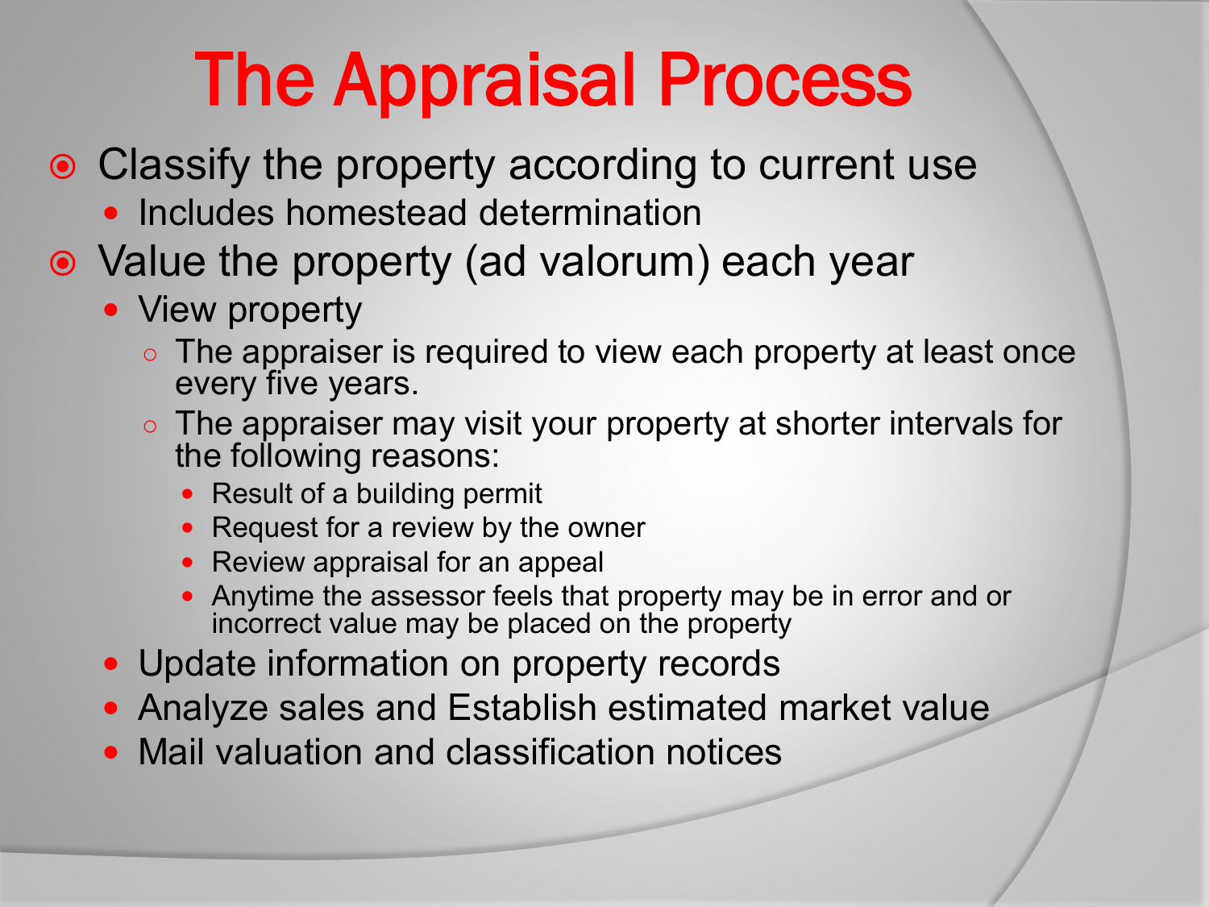# The Appraisal Process

- Classify the property according to current use
  - Includes homestead determination
- Value the property (ad valorum) each year
  - View property
    - The appraiser is required to view each property at least once every five years.
    - The appraiser may visit your property at shorter intervals for the following reasons:
      - Result of a building permit
      - Request for a review by the owner
      - Review appraisal for an appeal
      - Anytime the assessor feels that property may be in error and or incorrect value may be placed on the property
  - Update information on property records
  - Analyze sales and Establish estimated market value
  - Mail valuation and classification notices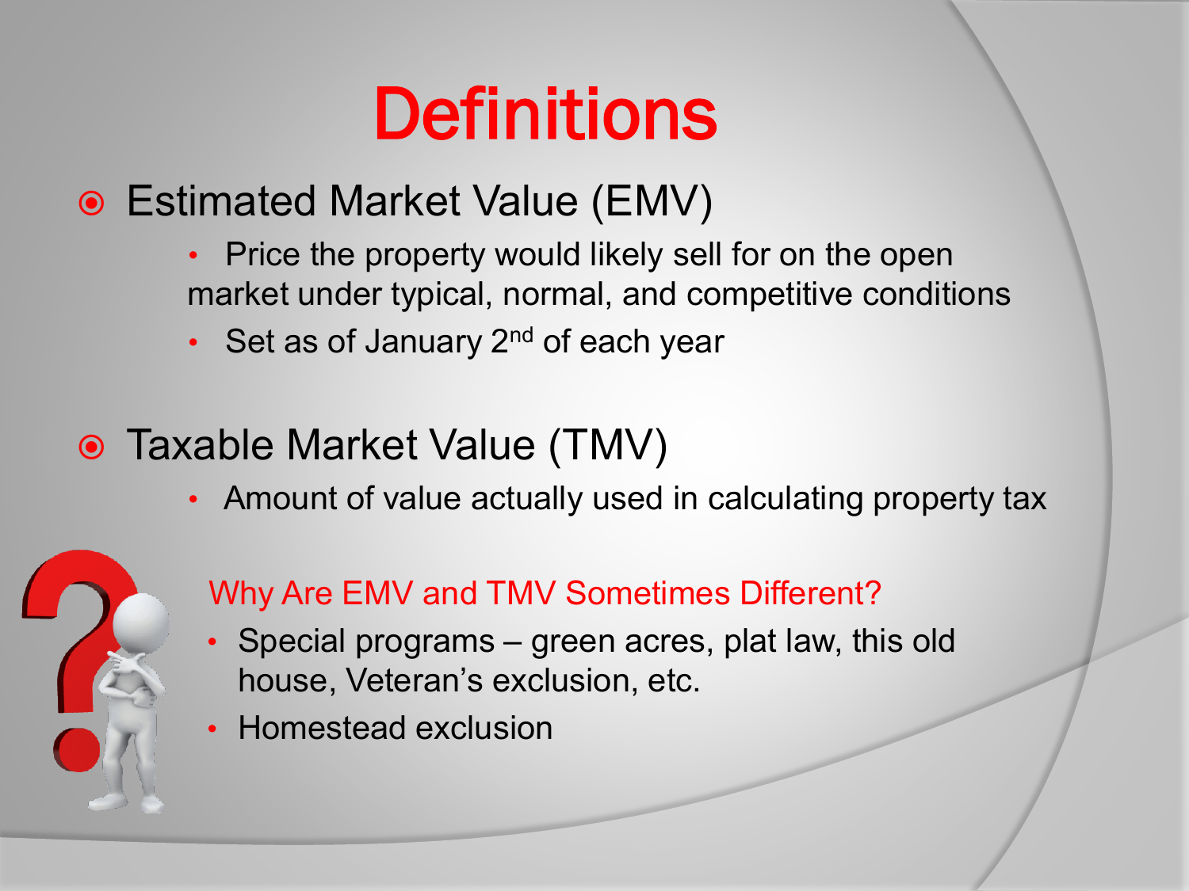# Definitions

- Estimated Market Value (EMV)
  - Price the property would likely sell for on the open market under typical, normal, and competitive conditions
  - Set as of January 2nd of each year

- Taxable Market Value (TMV)
  - Amount of value actually used in calculating property tax

Why Are EMV and TMV Sometimes Different?

- Special programs – green acres, plat law, this old house, Veteran's exclusion, etc.
- Homestead exclusion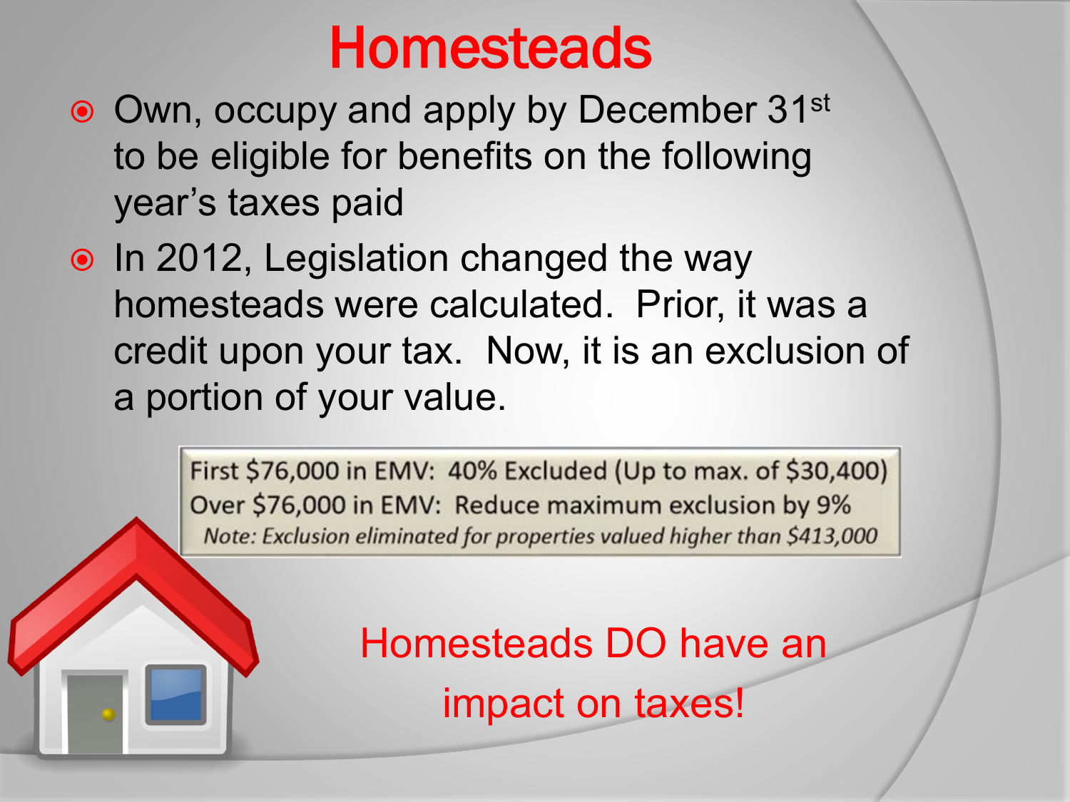# Homesteads

- Own, occupy and apply by December 31st to be eligible for benefits on the following year's taxes paid
- In 2012, Legislation changed the way homesteads were calculated. Prior, it was a credit upon your tax. Now, it is an exclusion of a portion of your value.

First $76,000 in EMV: 40% Excluded (Up to max. of $30,400)
Over $76,000 in EMV: Reduce maximum exclusion by 9%
*Note: Exclusion eliminated for properties valued higher than $413,000*

Homesteads DO have an impact on taxes!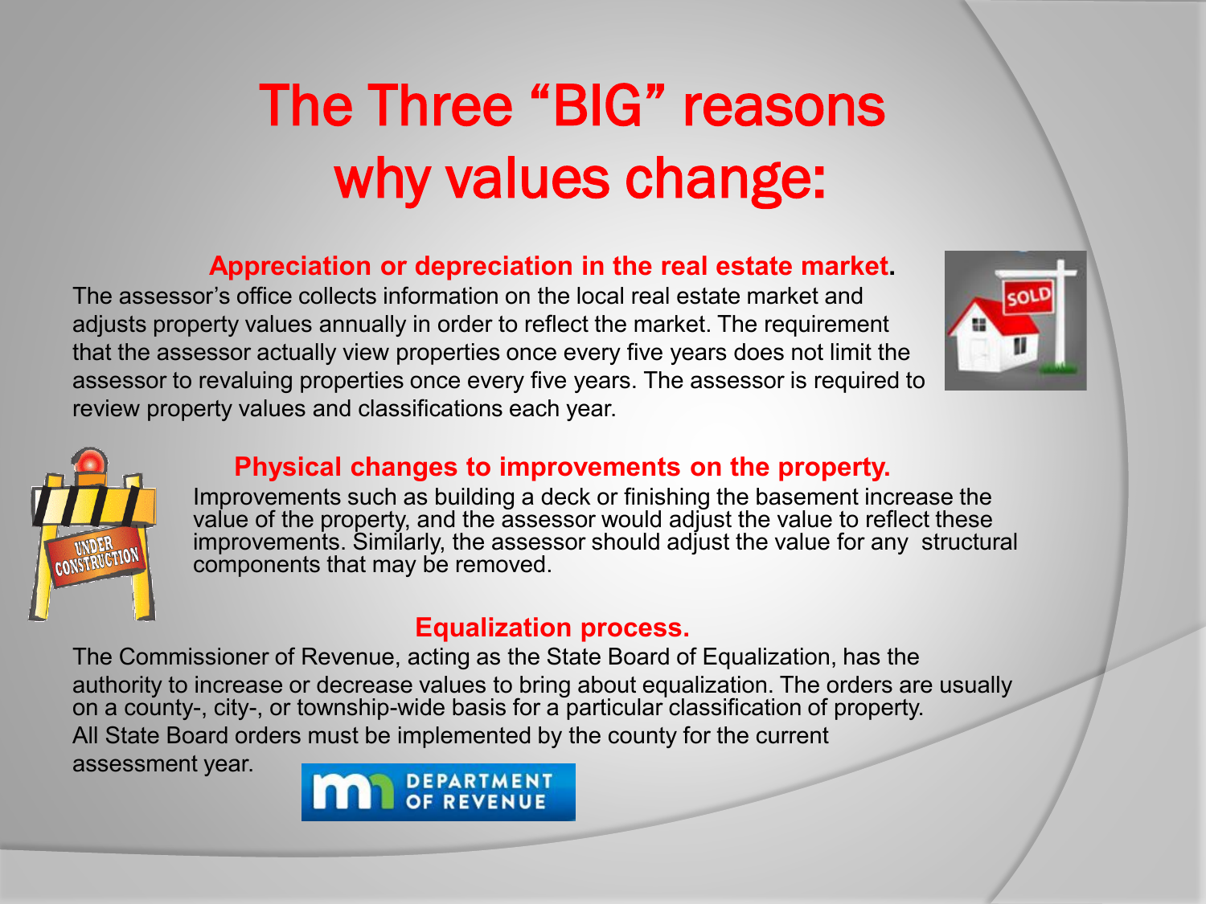# The Three "BIG" reasons why values change:

### Appreciation or depreciation in the real estate market.

The assessor's office collects information on the local real estate market and adjusts property values annually in order to reflect the market. The requirement that the assessor actually view properties once every five years does not limit the assessor to revaluing properties once every five years. The assessor is required to review property values and classifications each year.

### Physical changes to improvements on the property.

Improvements such as building a deck or finishing the basement increase the value of the property, and the assessor would adjust the value to reflect these improvements. Similarly, the assessor should adjust the value for any structural components that may be removed.

### Equalization process.

The Commissioner of Revenue, acting as the State Board of Equalization, has the authority to increase or decrease values to bring about equalization. The orders are usually on a county-, city-, or township-wide basis for a particular classification of property. All State Board orders must be implemented by the county for the current assessment year.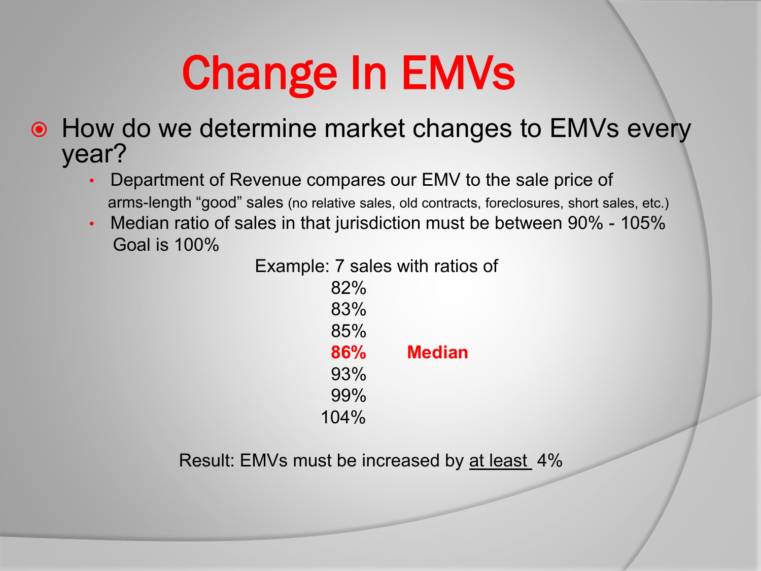# Change In EMVs

- How do we determine market changes to EMVs every year?
  - Department of Revenue compares our EMV to the sale price of arms-length "good" sales (no relative sales, old contracts, foreclosures, short sales, etc.)
  - Median ratio of sales in that jurisdiction must be between 90% - 105% Goal is 100%

Example: 7 sales with ratios of

82%
83%
85%
**86% Median**
93%
99%
104%

Result: EMVs must be increased by <u>at least</u> 4%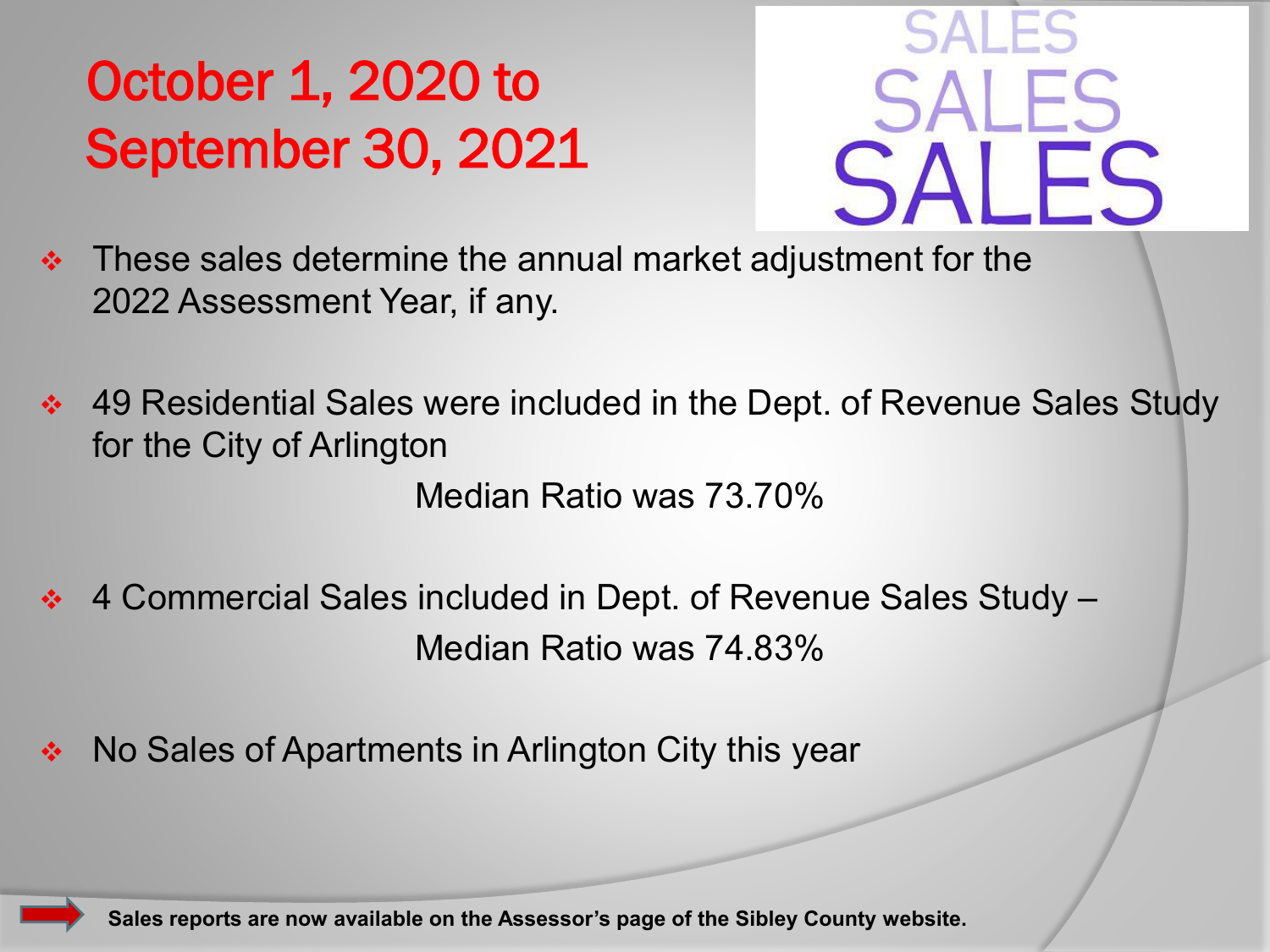# October 1, 2020 to September 30, 2021

SALES SALES SALES

- These sales determine the annual market adjustment for the 2022 Assessment Year, if any.

- 49 Residential Sales were included in the Dept. of Revenue Sales Study for the City of Arlington

  Median Ratio was 73.70%

- 4 Commercial Sales included in Dept. of Revenue Sales Study – Median Ratio was 74.83%

- No Sales of Apartments in Arlington City this year

**Sales reports are now available on the Assessor's page of the Sibley County website.**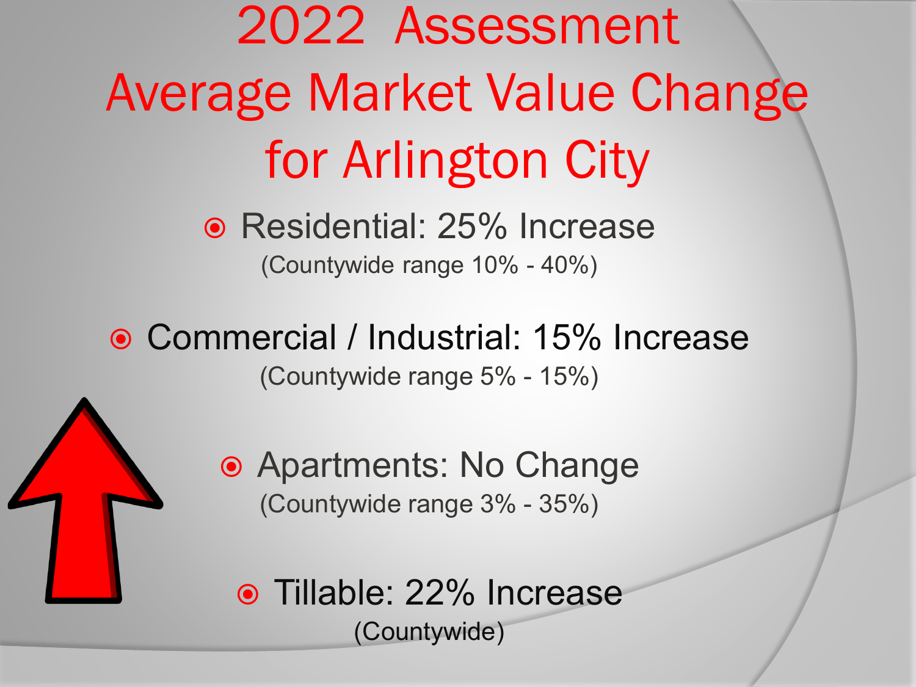# 2022 Assessment Average Market Value Change for Arlington City

- Residential: 25% Increase
  (Countywide range 10% - 40%)

- Commercial / Industrial: 15% Increase
  (Countywide range 5% - 15%)

- Apartments: No Change
  (Countywide range 3% - 35%)

- Tillable: 22% Increase
  (Countywide)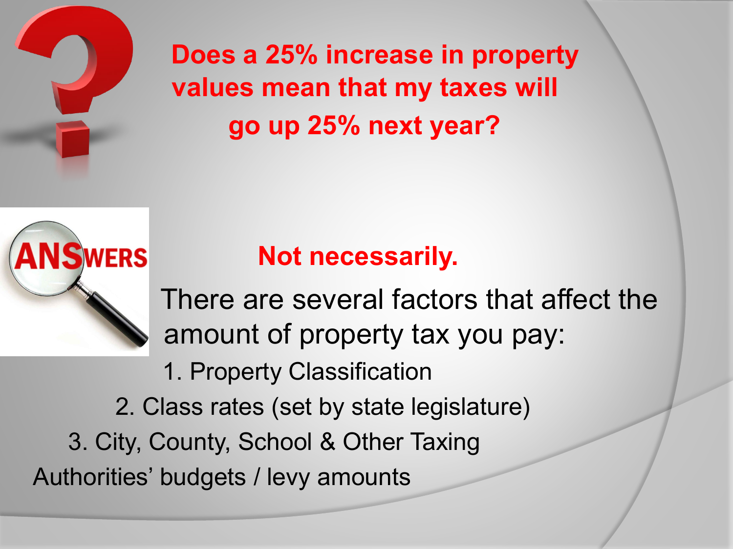**Does a 25% increase in property values mean that my taxes will go up 25% next year?**

**Not necessarily.**

There are several factors that affect the amount of property tax you pay:

1. Property Classification
2. Class rates (set by state legislature)
3. City, County, School & Other Taxing Authorities' budgets / levy amounts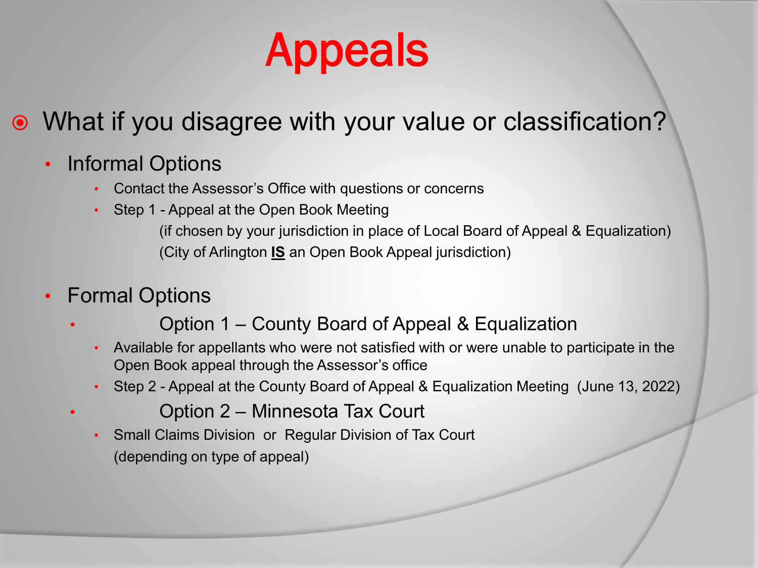# Appeals

- What if you disagree with your value or classification?
  - Informal Options
    - Contact the Assessor's Office with questions or concerns
    - Step 1 - Appeal at the Open Book Meeting
      (if chosen by your jurisdiction in place of Local Board of Appeal & Equalization)
      (City of Arlington **IS** an Open Book Appeal jurisdiction)
  - Formal Options
    - Option 1 – County Board of Appeal & Equalization
      - Available for appellants who were not satisfied with or were unable to participate in the Open Book appeal through the Assessor's office
      - Step 2 - Appeal at the County Board of Appeal & Equalization Meeting (June 13, 2022)
    - Option 2 – Minnesota Tax Court
      - Small Claims Division or Regular Division of Tax Court
        (depending on type of appeal)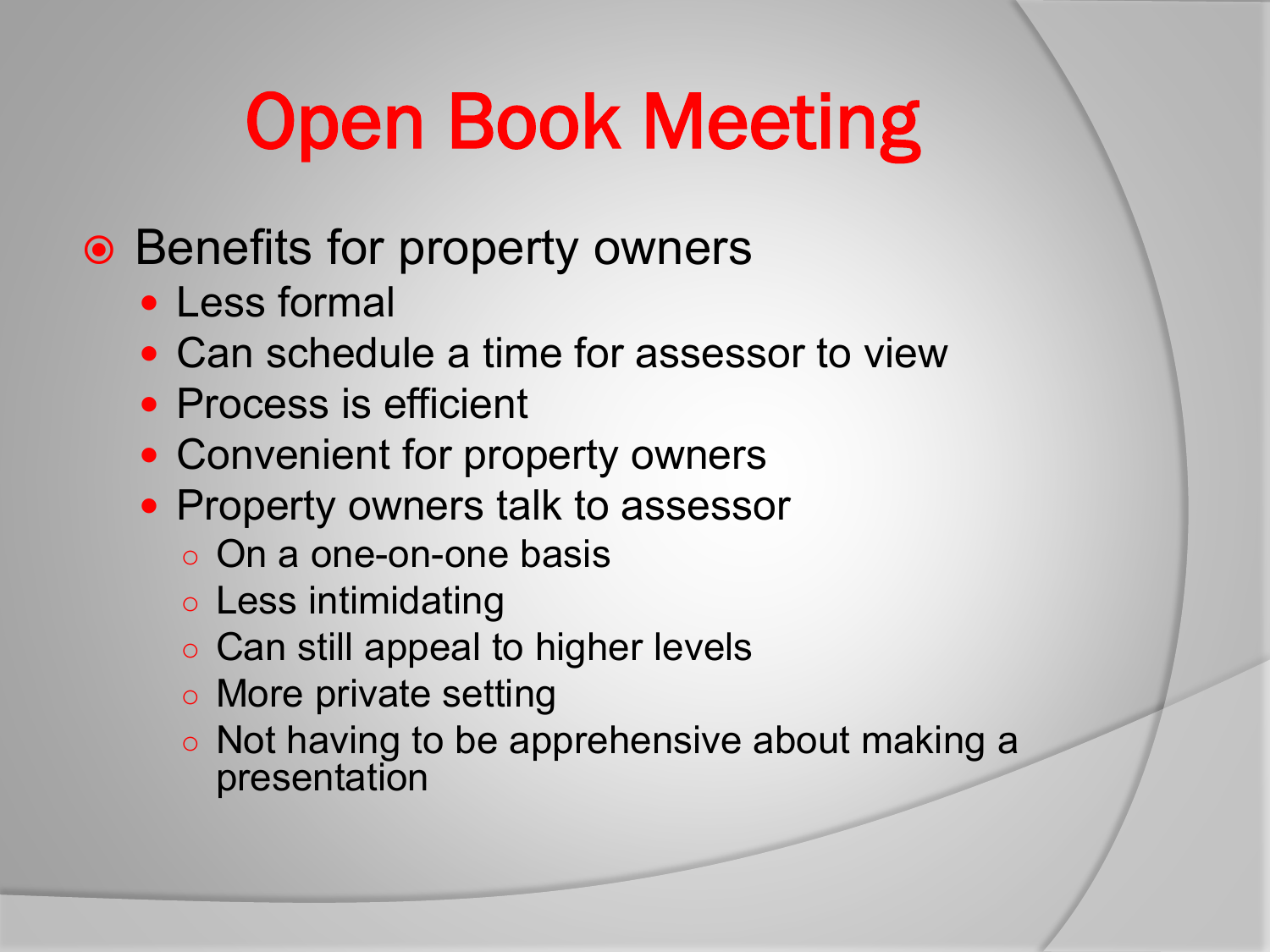# Open Book Meeting

- Benefits for property owners
  - Less formal
  - Can schedule a time for assessor to view
  - Process is efficient
  - Convenient for property owners
  - Property owners talk to assessor
    - On a one-on-one basis
    - Less intimidating
    - Can still appeal to higher levels
    - More private setting
    - Not having to be apprehensive about making a presentation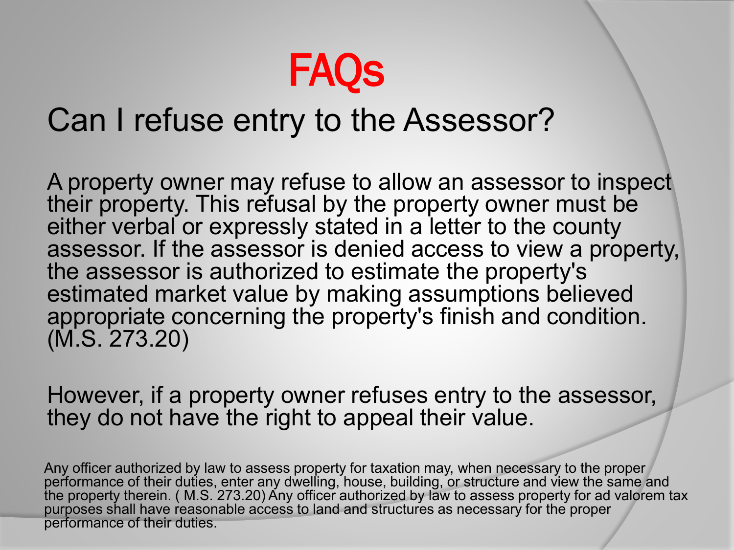# FAQs

## Can I refuse entry to the Assessor?

A property owner may refuse to allow an assessor to inspect their property. This refusal by the property owner must be either verbal or expressly stated in a letter to the county assessor. If the assessor is denied access to view a property, the assessor is authorized to estimate the property's estimated market value by making assumptions believed appropriate concerning the property's finish and condition. (M.S. 273.20)

However, if a property owner refuses entry to the assessor, they do not have the right to appeal their value.

Any officer authorized by law to assess property for taxation may, when necessary to the proper performance of their duties, enter any dwelling, house, building, or structure and view the same and the property therein. ( M.S. 273.20) Any officer authorized by law to assess property for ad valorem tax purposes shall have reasonable access to land and structures as necessary for the proper performance of their duties.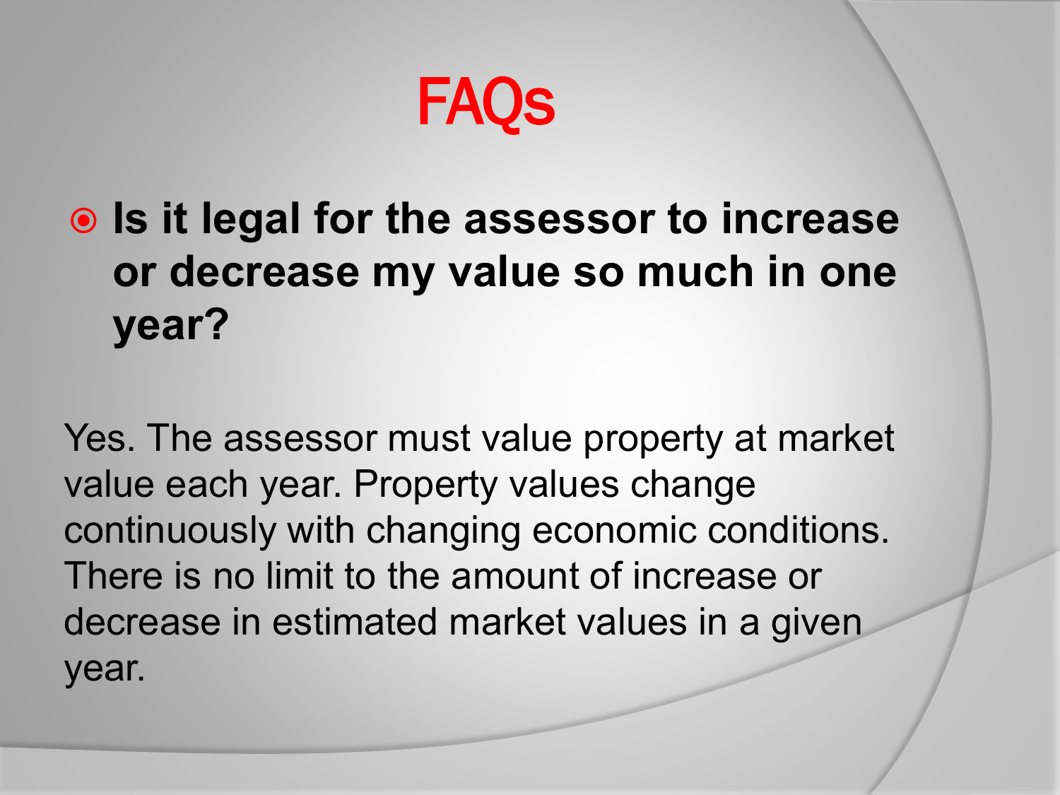# FAQs

- **Is it legal for the assessor to increase or decrease my value so much in one year?**

Yes. The assessor must value property at market value each year. Property values change continuously with changing economic conditions. There is no limit to the amount of increase or decrease in estimated market values in a given year.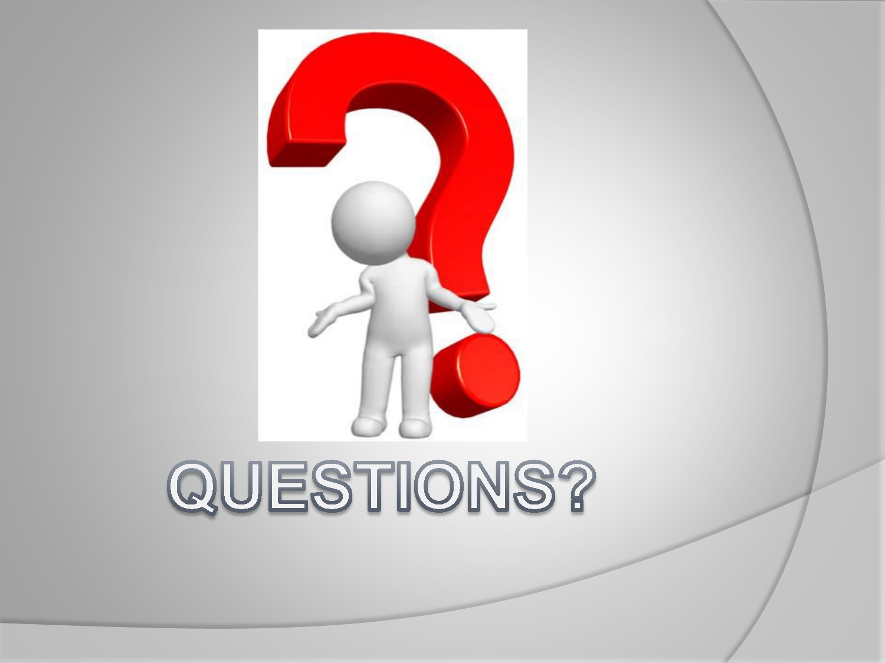# QUESTIONS?